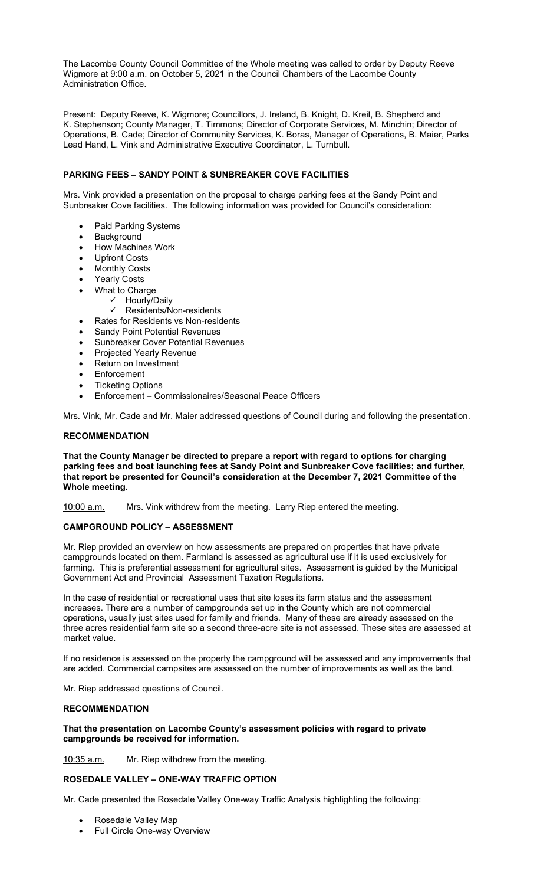The Lacombe County Council Committee of the Whole meeting was called to order by Deputy Reeve Wigmore at 9:00 a.m. on October 5, 2021 in the Council Chambers of the Lacombe County Administration Office.

Present: Deputy Reeve, K. Wigmore; Councillors, J. Ireland, B. Knight, D. Kreil, B. Shepherd and K. Stephenson; County Manager, T. Timmons; Director of Corporate Services, M. Minchin; Director of Operations, B. Cade; Director of Community Services, K. Boras, Manager of Operations, B. Maier, Parks Lead Hand, L. Vink and Administrative Executive Coordinator, L. Turnbull.

## PARKING FEES – SANDY POINT & SUNBREAKER COVE FACILITIES

Mrs. Vink provided a presentation on the proposal to charge parking fees at the Sandy Point and Sunbreaker Cove facilities. The following information was provided for Council's consideration:

- Paid Parking Systems
- Background
- How Machines Work
- Upfront Costs
- Monthly Costs
- Yearly Costs
- What to Charge
  - ✓ Hourly/Daily
  - ✓ Residents/Non-residents
- Rates for Residents vs Non-residents
- Sandy Point Potential Revenues
- Sunbreaker Cover Potential Revenues
- Projected Yearly Revenue
- Return on Investment
- Enforcement
- Ticketing Options
- Enforcement – Commissionaires/Seasonal Peace Officers

Mrs. Vink, Mr. Cade and Mr. Maier addressed questions of Council during and following the presentation.

## RECOMMENDATION

**That the County Manager be directed to prepare a report with regard to options for charging parking fees and boat launching fees at Sandy Point and Sunbreaker Cove facilities; and further, that report be presented for Council's consideration at the December 7, 2021 Committee of the Whole meeting.**

10:00 a.m. Mrs. Vink withdrew from the meeting. Larry Riep entered the meeting.

## CAMPGROUND POLICY – ASSESSMENT

Mr. Riep provided an overview on how assessments are prepared on properties that have private campgrounds located on them. Farmland is assessed as agricultural use if it is used exclusively for farming. This is preferential assessment for agricultural sites. Assessment is guided by the Municipal Government Act and Provincial Assessment Taxation Regulations.

In the case of residential or recreational uses that site loses its farm status and the assessment increases. There are a number of campgrounds set up in the County which are not commercial operations, usually just sites used for family and friends. Many of these are already assessed on the three acres residential farm site so a second three-acre site is not assessed. These sites are assessed at market value.

If no residence is assessed on the property the campground will be assessed and any improvements that are added. Commercial campsites are assessed on the number of improvements as well as the land.

Mr. Riep addressed questions of Council.

## RECOMMENDATION

**That the presentation on Lacombe County's assessment policies with regard to private campgrounds be received for information.**

10:35 a.m. Mr. Riep withdrew from the meeting.

## ROSEDALE VALLEY – ONE-WAY TRAFFIC OPTION

Mr. Cade presented the Rosedale Valley One-way Traffic Analysis highlighting the following:

- Rosedale Valley Map
- Full Circle One-way Overview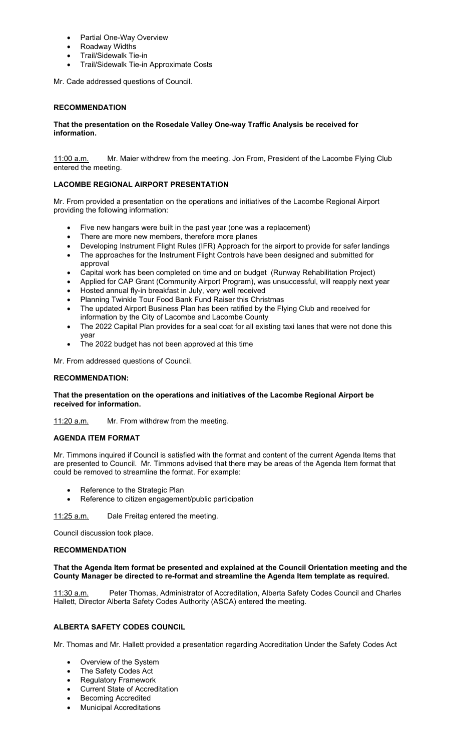- Partial One-Way Overview
- Roadway Widths
- Trail/Sidewalk Tie-in
- Trail/Sidewalk Tie-in Approximate Costs

Mr. Cade addressed questions of Council.

**RECOMMENDATION**

**That the presentation on the Rosedale Valley One-way Traffic Analysis be received for information.**

11:00 a.m. Mr. Maier withdrew from the meeting. Jon From, President of the Lacombe Flying Club entered the meeting.

**LACOMBE REGIONAL AIRPORT PRESENTATION**

Mr. From provided a presentation on the operations and initiatives of the Lacombe Regional Airport providing the following information:

- Five new hangars were built in the past year (one was a replacement)
- There are more new members, therefore more planes
- Developing Instrument Flight Rules (IFR) Approach for the airport to provide for safer landings
- The approaches for the Instrument Flight Controls have been designed and submitted for approval
- Capital work has been completed on time and on budget (Runway Rehabilitation Project)
- Applied for CAP Grant (Community Airport Program), was unsuccessful, will reapply next year
- Hosted annual fly-in breakfast in July, very well received
- Planning Twinkle Tour Food Bank Fund Raiser this Christmas
- The updated Airport Business Plan has been ratified by the Flying Club and received for information by the City of Lacombe and Lacombe County
- The 2022 Capital Plan provides for a seal coat for all existing taxi lanes that were not done this year
- The 2022 budget has not been approved at this time

Mr. From addressed questions of Council.

**RECOMMENDATION:**

**That the presentation on the operations and initiatives of the Lacombe Regional Airport be received for information.**

11:20 a.m. Mr. From withdrew from the meeting.

**AGENDA ITEM FORMAT**

Mr. Timmons inquired if Council is satisfied with the format and content of the current Agenda Items that are presented to Council. Mr. Timmons advised that there may be areas of the Agenda Item format that could be removed to streamline the format. For example:

- Reference to the Strategic Plan
- Reference to citizen engagement/public participation

11:25 a.m. Dale Freitag entered the meeting.

Council discussion took place.

**RECOMMENDATION**

**That the Agenda Item format be presented and explained at the Council Orientation meeting and the County Manager be directed to re-format and streamline the Agenda Item template as required.**

11:30 a.m. Peter Thomas, Administrator of Accreditation, Alberta Safety Codes Council and Charles Hallett, Director Alberta Safety Codes Authority (ASCA) entered the meeting.

**ALBERTA SAFETY CODES COUNCIL**

Mr. Thomas and Mr. Hallett provided a presentation regarding Accreditation Under the Safety Codes Act

- Overview of the System
- The Safety Codes Act
- Regulatory Framework
- Current State of Accreditation
- Becoming Accredited
- Municipal Accreditations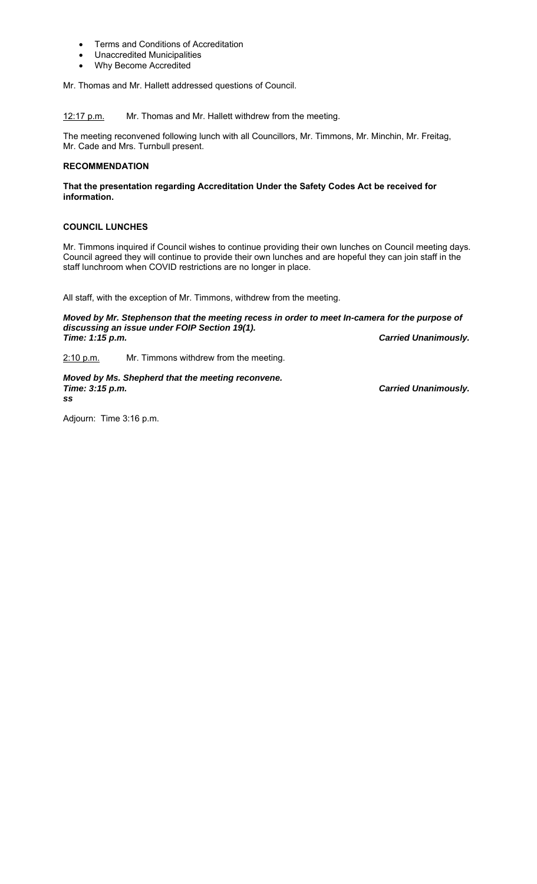- Terms and Conditions of Accreditation
- Unaccredited Municipalities
- Why Become Accredited

Mr. Thomas and Mr. Hallett addressed questions of Council.

12:17 p.m. Mr. Thomas and Mr. Hallett withdrew from the meeting.

The meeting reconvened following lunch with all Councillors, Mr. Timmons, Mr. Minchin, Mr. Freitag, Mr. Cade and Mrs. Turnbull present.

**RECOMMENDATION**

**That the presentation regarding Accreditation Under the Safety Codes Act be received for information.**

**COUNCIL LUNCHES**

Mr. Timmons inquired if Council wishes to continue providing their own lunches on Council meeting days. Council agreed they will continue to provide their own lunches and are hopeful they can join staff in the staff lunchroom when COVID restrictions are no longer in place.

All staff, with the exception of Mr. Timmons, withdrew from the meeting.

***Moved by Mr. Stephenson that the meeting recess in order to meet In-camera for the purpose of discussing an issue under FOIP Section 19(1).***
***Time: 1:15 p.m.*** ***Carried Unanimously.***

2:10 p.m. Mr. Timmons withdrew from the meeting.

***Moved by Ms. Shepherd that the meeting reconvene.***
***Time: 3:15 p.m.*** ***Carried Unanimously.***
***ss***

Adjourn: Time 3:16 p.m.